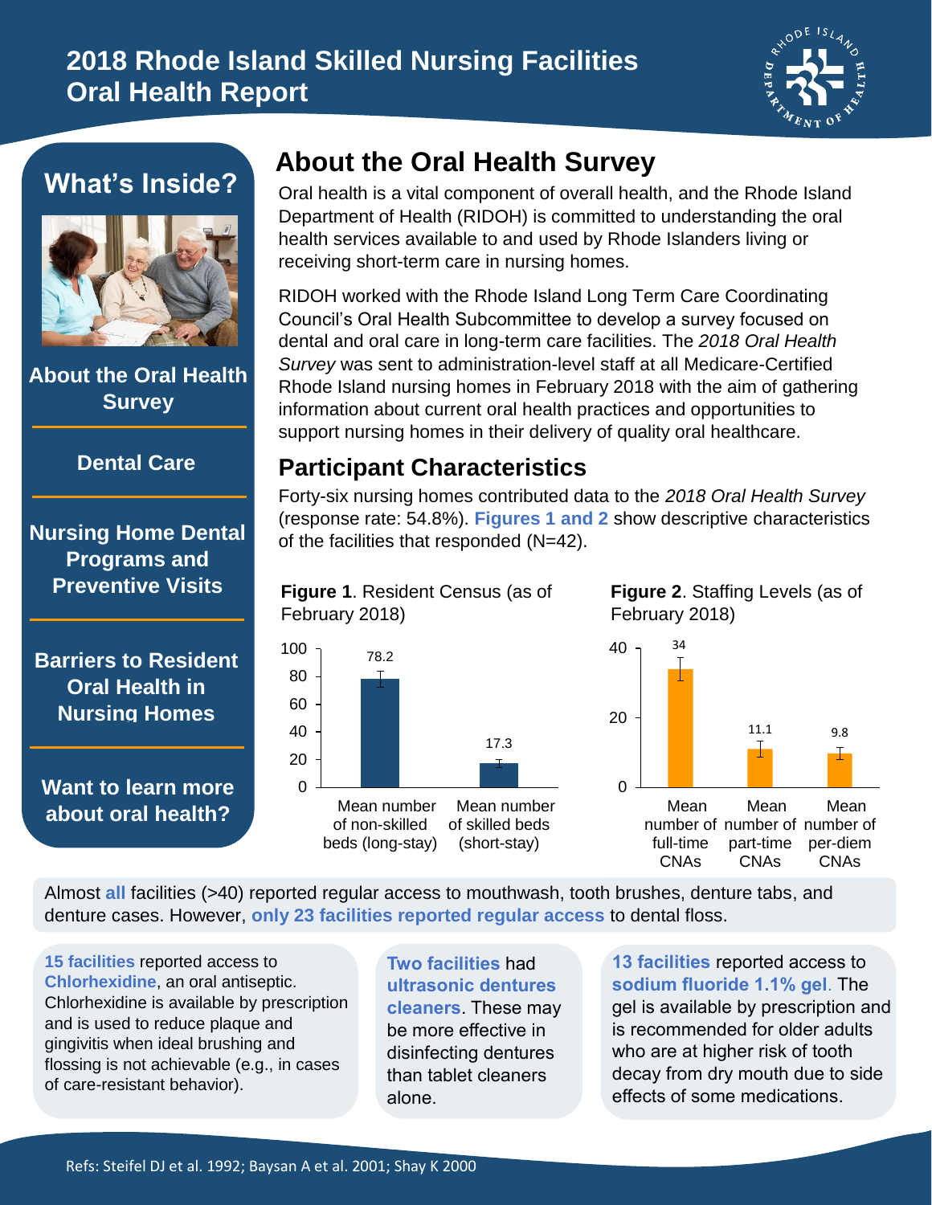# 2018 Rhode Island Skilled Nursing Facilities Oral Health Report

## What's Inside?

- About the Oral Health Survey
- Dental Care
- Nursing Home Dental Programs and Preventive Visits
- Barriers to Resident Oral Health in Nursing Homes
- Want to learn more about oral health?

## About the Oral Health Survey

Oral health is a vital component of overall health, and the Rhode Island Department of Health (RIDOH) is committed to understanding the oral health services available to and used by Rhode Islanders living or receiving short-term care in nursing homes.

RIDOH worked with the Rhode Island Long Term Care Coordinating Council's Oral Health Subcommittee to develop a survey focused on dental and oral care in long-term care facilities. The *2018 Oral Health Survey* was sent to administration-level staff at all Medicare-Certified Rhode Island nursing homes in February 2018 with the aim of gathering information about current oral health practices and opportunities to support nursing homes in their delivery of quality oral healthcare.

## Participant Characteristics

Forty-six nursing homes contributed data to the *2018 Oral Health Survey* (response rate: 54.8%). **Figures 1 and 2** show descriptive characteristics of the facilities that responded (N=42).

**Figure 1**. Resident Census (as of February 2018)

| | Value |
|---|---|
| Mean number of non-skilled beds (long-stay) | 78.2 |
| Mean number of skilled beds (short-stay) | 17.3 |

**Figure 2**. Staffing Levels (as of February 2018)

| | Value |
|---|---|
| Mean number of full-time CNAs | 34 |
| Mean number of part-time CNAs | 11.1 |
| Mean number of per-diem CNAs | 9.8 |

Almost **all** facilities (>40) reported regular access to mouthwash, tooth brushes, denture tabs, and denture cases. However, **only 23 facilities reported regular access** to dental floss.

**15 facilities** reported access to **Chlorhexidine**, an oral antiseptic. Chlorhexidine is available by prescription and is used to reduce plaque and gingivitis when ideal brushing and flossing is not achievable (e.g., in cases of care-resistant behavior).

**Two facilities** had **ultrasonic dentures cleaners**. These may be more effective in disinfecting dentures than tablet cleaners alone.

**13 facilities** reported access to **sodium fluoride 1.1% gel**. The gel is available by prescription and is recommended for older adults who are at higher risk of tooth decay from dry mouth due to side effects of some medications.

Refs: Steifel DJ et al. 1992; Baysan A et al. 2001; Shay K 2000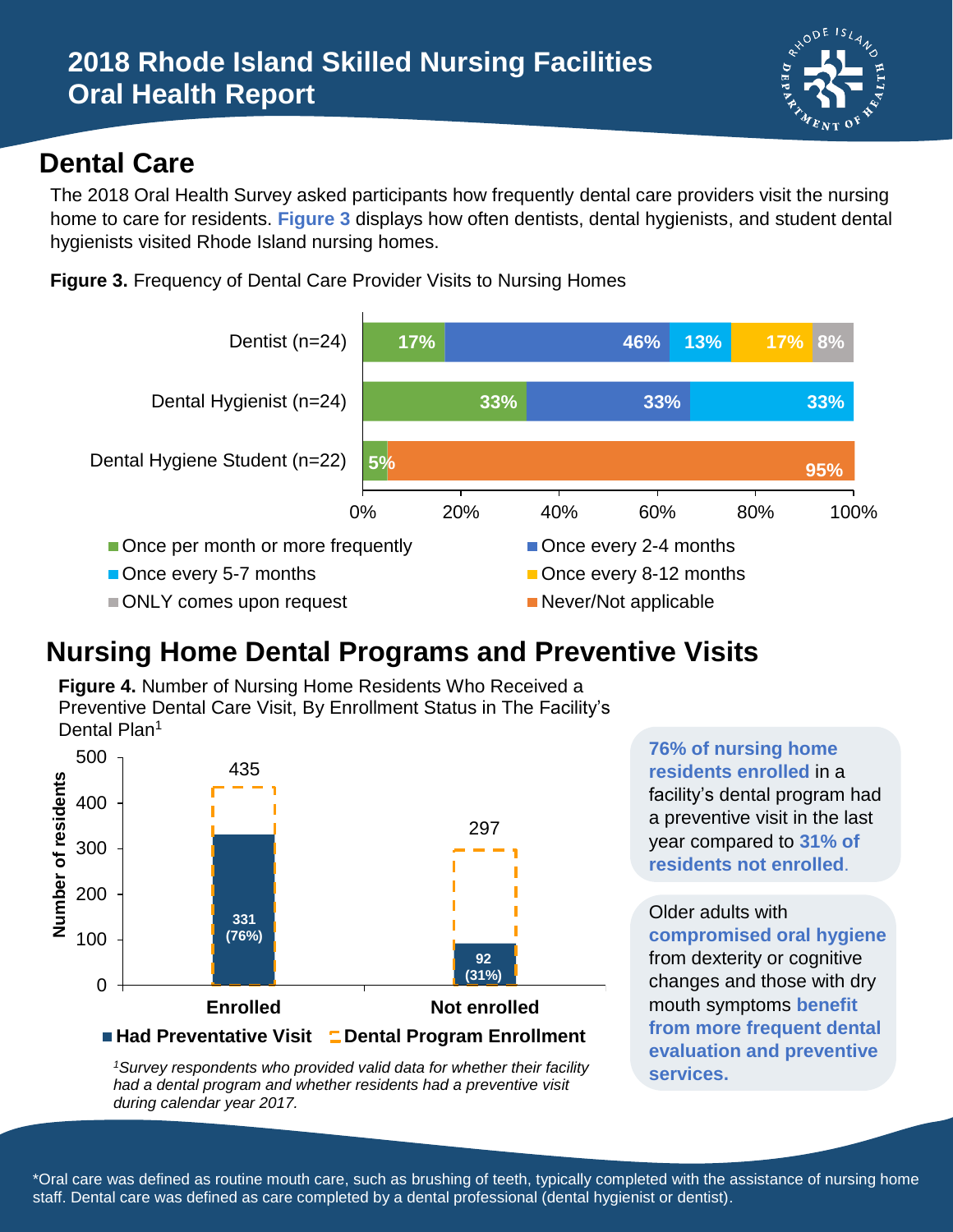# 2018 Rhode Island Skilled Nursing Facilities Oral Health Report

## Dental Care

The 2018 Oral Health Survey asked participants how frequently dental care providers visit the nursing home to care for residents. **Figure 3** displays how often dentists, dental hygienists, and student dental hygienists visited Rhode Island nursing homes.

**Figure 3.** Frequency of Dental Care Provider Visits to Nursing Homes

| | Once per month or more frequently | Once every 2-4 months | Once every 5-7 months | Once every 8-12 months | ONLY comes upon request | Never/Not applicable |
|---|---|---|---|---|---|---|
| Dentist (n=24) | 17% | 46% | 13% | 17% | 8% | |
| Dental Hygienist (n=24) | 33% | 33% | 33% | | | |
| Dental Hygiene Student (n=22) | 5% | | | | | 95% |

## Nursing Home Dental Programs and Preventive Visits

**Figure 4.** Number of Nursing Home Residents Who Received a Preventive Dental Care Visit, By Enrollment Status in The Facility's Dental Plan[1]

| | Dental Program Enrollment | Had Preventative Visit |
|---|---|---|
| Enrolled | 435 | 331 (76%) |
| Not enrolled | 297 | 92 (31%) |

*[1]Survey respondents who provided valid data for whether their facility had a dental program and whether residents had a preventive visit during calendar year 2017.*

**76% of nursing home residents enrolled** in a facility's dental program had a preventive visit in the last year compared to **31% of residents not enrolled**.

Older adults with **compromised oral hygiene** from dexterity or cognitive changes and those with dry mouth symptoms **benefit from more frequent dental evaluation and preventive services.**

*Oral care was defined as routine mouth care, such as brushing of teeth, typically completed with the assistance of nursing home staff. Dental care was defined as care completed by a dental professional (dental hygienist or dentist).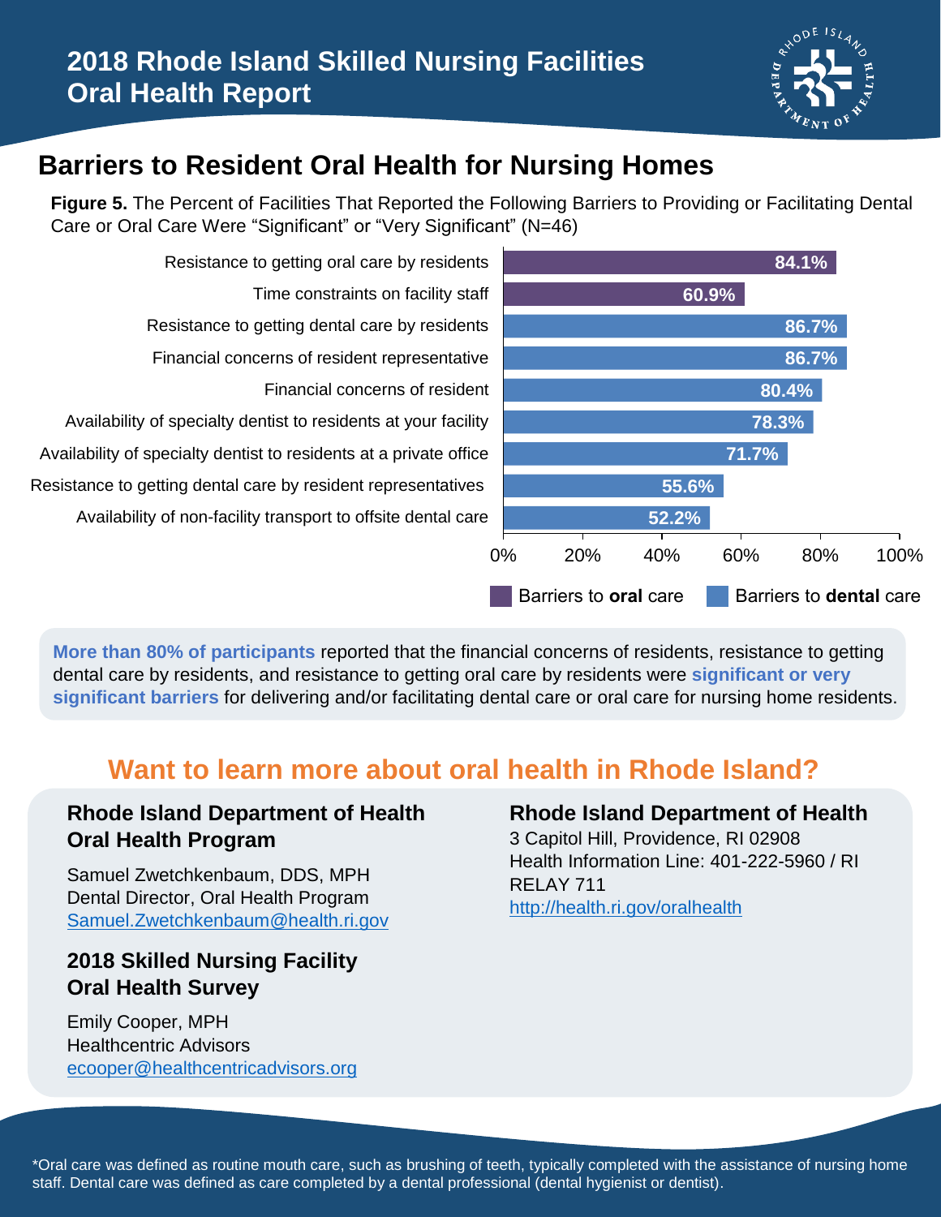# 2018 Rhode Island Skilled Nursing Facilities Oral Health Report

## Barriers to Resident Oral Health for Nursing Homes

**Figure 5.** The Percent of Facilities That Reported the Following Barriers to Providing or Facilitating Dental Care or Oral Care Were "Significant" or "Very Significant" (N=46)

Resistance to getting oral care by residents 84.1%
Time constraints on facility staff 60.9%
Resistance to getting dental care by residents 86.7%
Financial concerns of resident representative 86.7%
Financial concerns of resident 80.4%
Availability of specialty dentist to residents at your facility 78.3%
Availability of specialty dentist to residents at a private office 71.7%
Resistance to getting dental care by resident representatives 55.6%
Availability of non-facility transport to offsite dental care 52.2%

0% 20% 40% 60% 80% 100%

Barriers to **oral** care   Barriers to **dental** care

**More than 80% of participants** reported that the financial concerns of residents, resistance to getting dental care by residents, and resistance to getting oral care by residents were **significant or very significant barriers** for delivering and/or facilitating dental care or oral care for nursing home residents.

## Want to learn more about oral health in Rhode Island?

### Rhode Island Department of Health Oral Health Program

Samuel Zwetchkenbaum, DDS, MPH
Dental Director, Oral Health Program
Samuel.Zwetchkenbaum@health.ri.gov

### 2018 Skilled Nursing Facility Oral Health Survey

Emily Cooper, MPH
Healthcentric Advisors
ecooper@healthcentricadvisors.org

### Rhode Island Department of Health

3 Capitol Hill, Providence, RI 02908
Health Information Line: 401-222-5960 / RI RELAY 711
http://health.ri.gov/oralhealth

*Oral care was defined as routine mouth care, such as brushing of teeth, typically completed with the assistance of nursing home staff. Dental care was defined as care completed by a dental professional (dental hygienist or dentist).